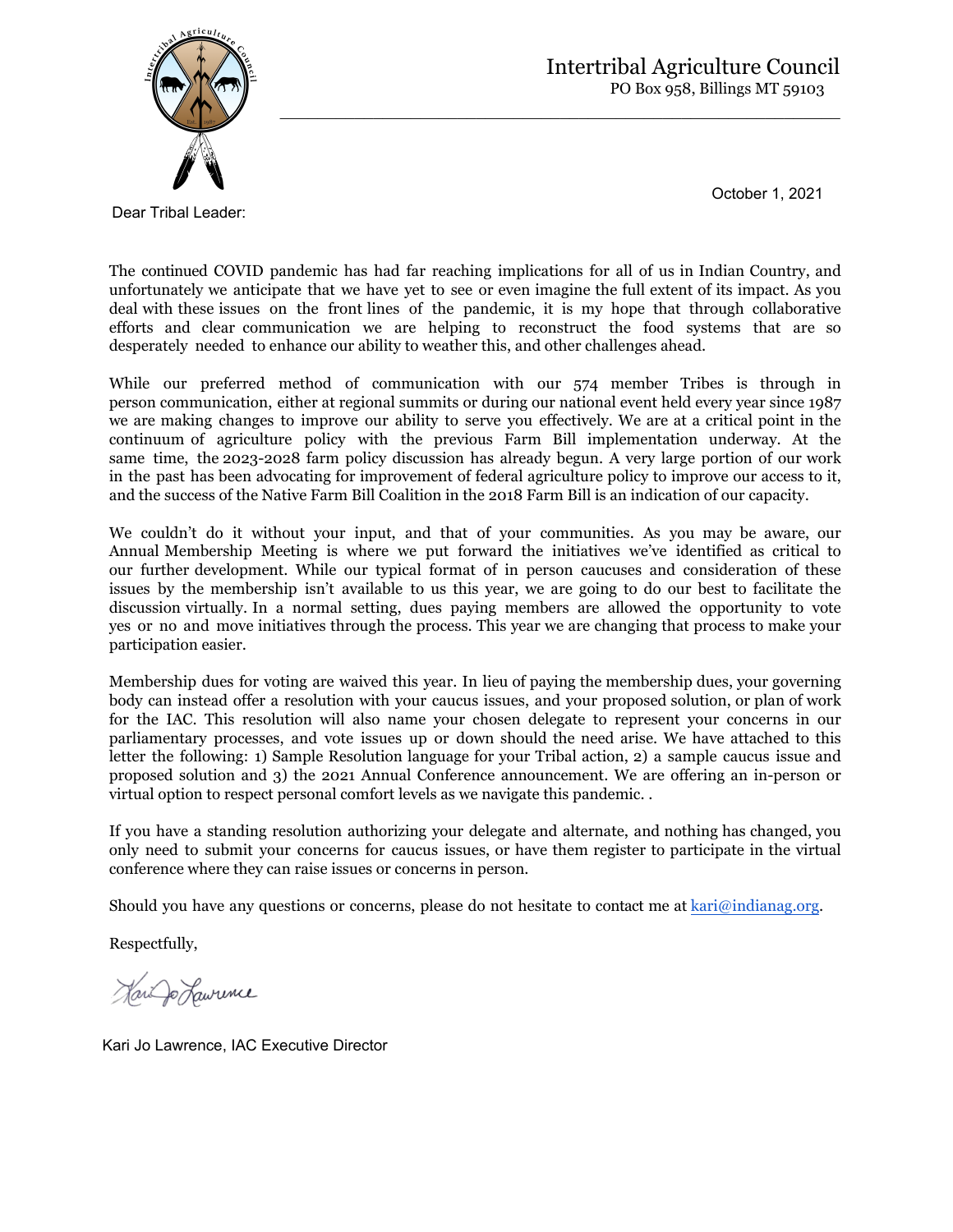Intertribal Agriculture Council
PO Box 958, Billings MT 59103

October 1, 2021

Dear Tribal Leader:

The continued COVID pandemic has had far reaching implications for all of us in Indian Country, and unfortunately we anticipate that we have yet to see or even imagine the full extent of its impact. As you deal with these issues on the front lines of the pandemic, it is my hope that through collaborative efforts and clear communication we are helping to reconstruct the food systems that are so desperately needed to enhance our ability to weather this, and other challenges ahead.

While our preferred method of communication with our 574 member Tribes is through in person communication, either at regional summits or during our national event held every year since 1987 we are making changes to improve our ability to serve you effectively. We are at a critical point in the continuum of agriculture policy with the previous Farm Bill implementation underway. At the same time, the 2023-2028 farm policy discussion has already begun. A very large portion of our work in the past has been advocating for improvement of federal agriculture policy to improve our access to it, and the success of the Native Farm Bill Coalition in the 2018 Farm Bill is an indication of our capacity.

We couldn't do it without your input, and that of your communities. As you may be aware, our Annual Membership Meeting is where we put forward the initiatives we've identified as critical to our further development. While our typical format of in person caucuses and consideration of these issues by the membership isn't available to us this year, we are going to do our best to facilitate the discussion virtually. In a normal setting, dues paying members are allowed the opportunity to vote yes or no and move initiatives through the process. This year we are changing that process to make your participation easier.

Membership dues for voting are waived this year. In lieu of paying the membership dues, your governing body can instead offer a resolution with your caucus issues, and your proposed solution, or plan of work for the IAC. This resolution will also name your chosen delegate to represent your concerns in our parliamentary processes, and vote issues up or down should the need arise. We have attached to this letter the following: 1) Sample Resolution language for your Tribal action, 2) a sample caucus issue and proposed solution and 3) the 2021 Annual Conference announcement. We are offering an in-person or virtual option to respect personal comfort levels as we navigate this pandemic. .

If you have a standing resolution authorizing your delegate and alternate, and nothing has changed, you only need to submit your concerns for caucus issues, or have them register to participate in the virtual conference where they can raise issues or concerns in person.

Should you have any questions or concerns, please do not hesitate to contact me at kari@indianag.org.

Respectfully,

Kari Jo Lawrence

Kari Jo Lawrence, IAC Executive Director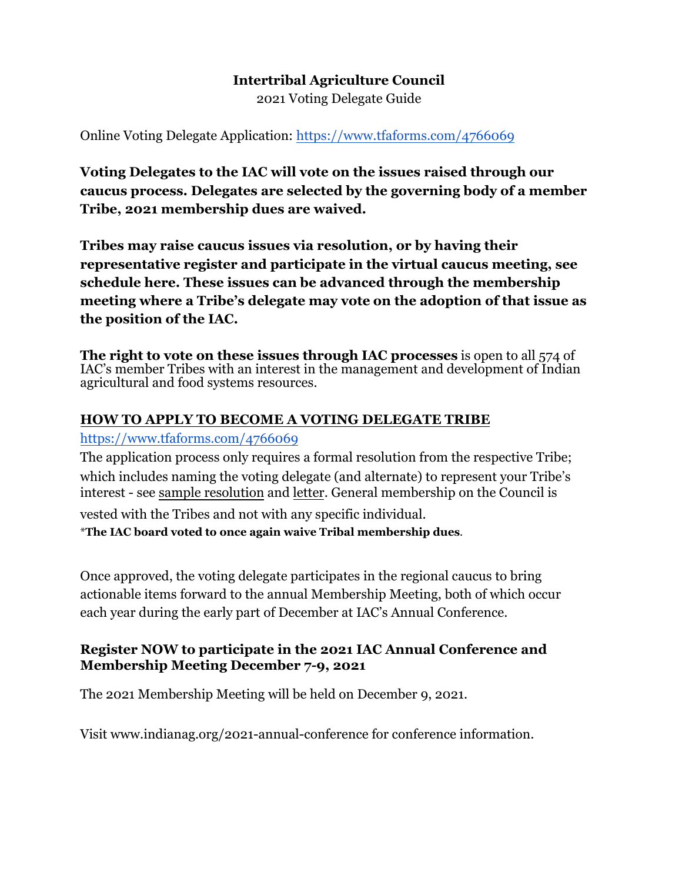**Intertribal Agriculture Council**
2021 Voting Delegate Guide

Online Voting Delegate Application: https://www.tfaforms.com/4766069

**Voting Delegates to the IAC will vote on the issues raised through our caucus process. Delegates are selected by the governing body of a member Tribe, 2021 membership dues are waived.**

**Tribes may raise caucus issues via resolution, or by having their representative register and participate in the virtual caucus meeting, see schedule here. These issues can be advanced through the membership meeting where a Tribe's delegate may vote on the adoption of that issue as the position of the IAC.**

**The right to vote on these issues through IAC processes** is open to all 574 of IAC's member Tribes with an interest in the management and development of Indian agricultural and food systems resources.

## HOW TO APPLY TO BECOME A VOTING DELEGATE TRIBE

https://www.tfaforms.com/4766069

The application process only requires a formal resolution from the respective Tribe; which includes naming the voting delegate (and alternate) to represent your Tribe's interest - see sample resolution and letter. General membership on the Council is vested with the Tribes and not with any specific individual.

*__The IAC board voted to once again waive Tribal membership dues__.

Once approved, the voting delegate participates in the regional caucus to bring actionable items forward to the annual Membership Meeting, both of which occur each year during the early part of December at IAC's Annual Conference.

**Register NOW to participate in the 2021 IAC Annual Conference and Membership Meeting December 7-9, 2021**

The 2021 Membership Meeting will be held on December 9, 2021.

Visit www.indianag.org/2021-annual-conference for conference information.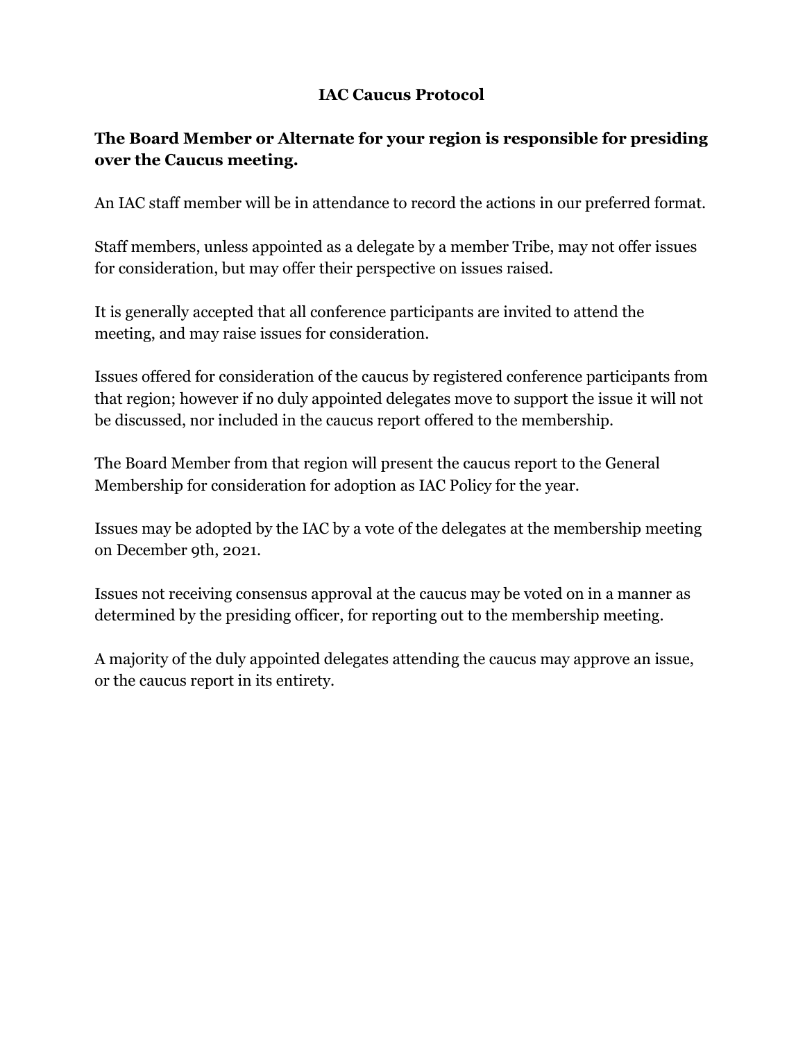# IAC Caucus Protocol

**The Board Member or Alternate for your region is responsible for presiding over the Caucus meeting.**

An IAC staff member will be in attendance to record the actions in our preferred format.

Staff members, unless appointed as a delegate by a member Tribe, may not offer issues for consideration, but may offer their perspective on issues raised.

It is generally accepted that all conference participants are invited to attend the meeting, and may raise issues for consideration.

Issues offered for consideration of the caucus by registered conference participants from that region; however if no duly appointed delegates move to support the issue it will not be discussed, nor included in the caucus report offered to the membership.

The Board Member from that region will present the caucus report to the General Membership for consideration for adoption as IAC Policy for the year.

Issues may be adopted by the IAC by a vote of the delegates at the membership meeting on December 9th, 2021.

Issues not receiving consensus approval at the caucus may be voted on in a manner as determined by the presiding officer, for reporting out to the membership meeting.

A majority of the duly appointed delegates attending the caucus may approve an issue, or the caucus report in its entirety.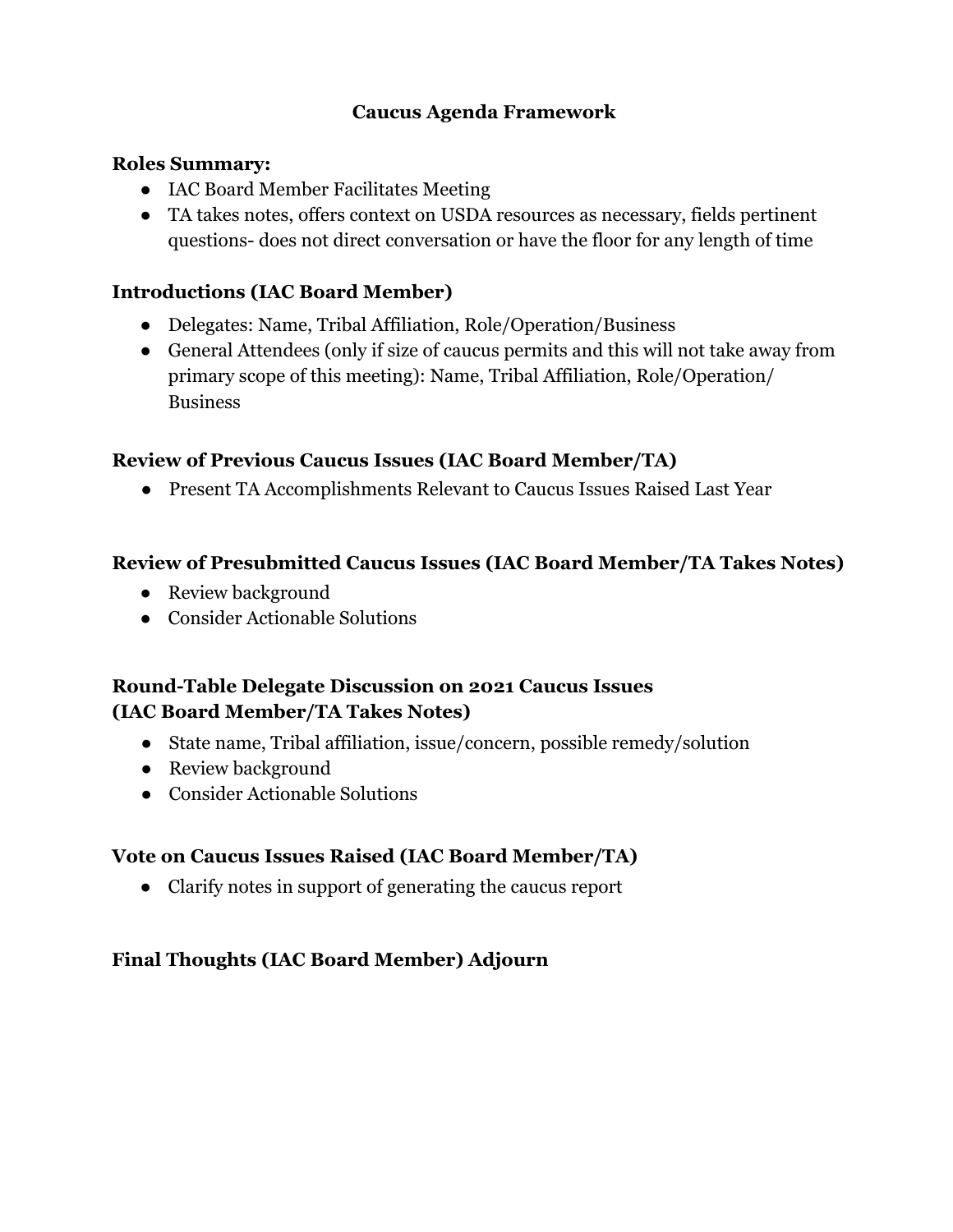# Caucus Agenda Framework

## Roles Summary:

- IAC Board Member Facilitates Meeting
- TA takes notes, offers context on USDA resources as necessary, fields pertinent questions- does not direct conversation or have the floor for any length of time

## Introductions (IAC Board Member)

- Delegates: Name, Tribal Affiliation, Role/Operation/Business
- General Attendees (only if size of caucus permits and this will not take away from primary scope of this meeting): Name, Tribal Affiliation, Role/Operation/ Business

## Review of Previous Caucus Issues (IAC Board Member/TA)

- Present TA Accomplishments Relevant to Caucus Issues Raised Last Year

## Review of Presubmitted Caucus Issues (IAC Board Member/TA Takes Notes)

- Review background
- Consider Actionable Solutions

## Round-Table Delegate Discussion on 2021 Caucus Issues (IAC Board Member/TA Takes Notes)

- State name, Tribal affiliation, issue/concern, possible remedy/solution
- Review background
- Consider Actionable Solutions

## Vote on Caucus Issues Raised (IAC Board Member/TA)

- Clarify notes in support of generating the caucus report

## Final Thoughts (IAC Board Member) Adjourn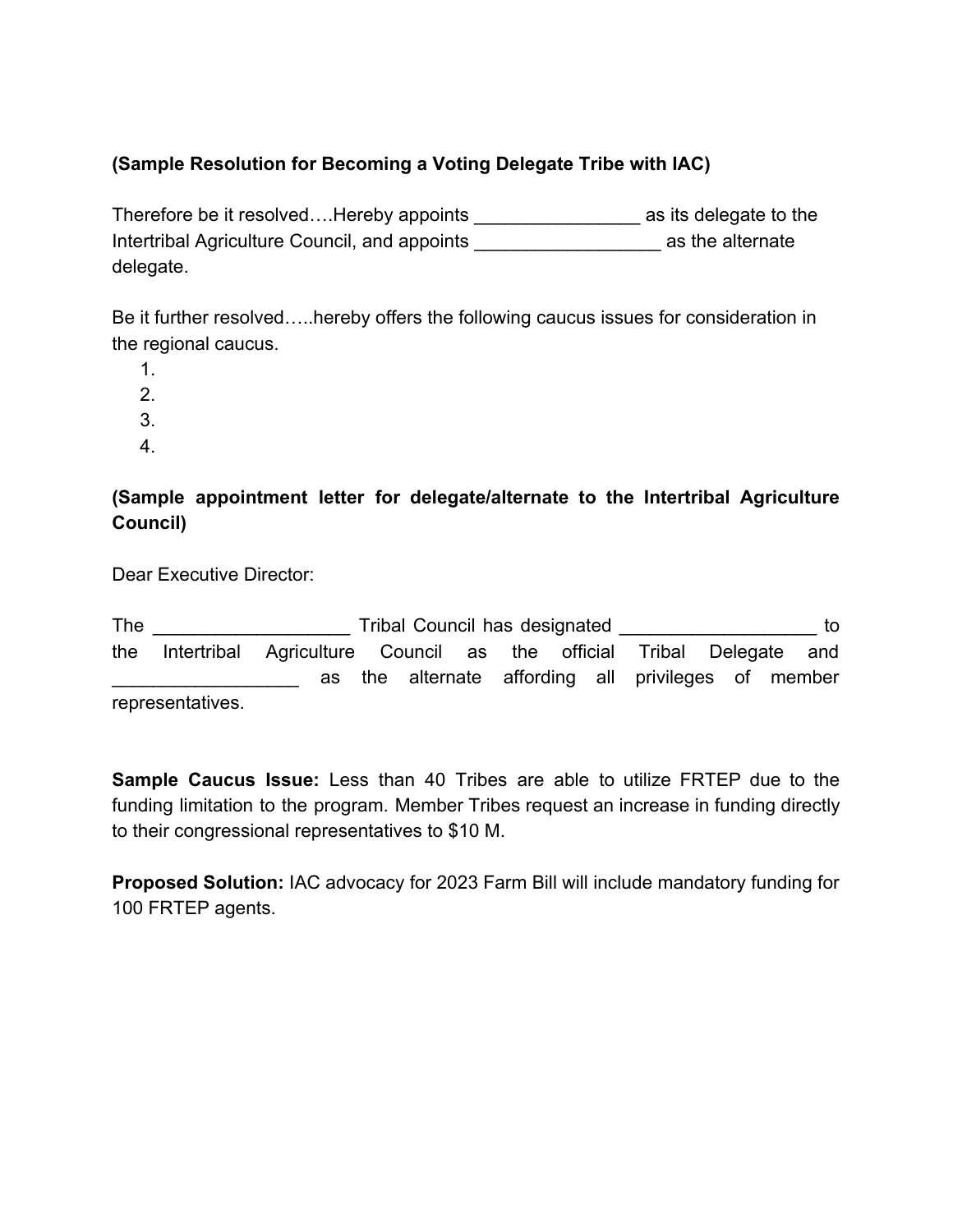**(Sample Resolution for Becoming a Voting Delegate Tribe with IAC)**

Therefore be it resolved….Hereby appoints ________________ as its delegate to the Intertribal Agriculture Council, and appoints __________________ as the alternate delegate.

Be it further resolved…..hereby offers the following caucus issues for consideration in the regional caucus.

1.
2.
3.
4.

**(Sample appointment letter for delegate/alternate to the Intertribal Agriculture Council)**

Dear Executive Director:

The ___________________ Tribal Council has designated ___________________ to the Intertribal Agriculture Council as the official Tribal Delegate and __________________ as the alternate affording all privileges of member representatives.

**Sample Caucus Issue:** Less than 40 Tribes are able to utilize FRTEP due to the funding limitation to the program. Member Tribes request an increase in funding directly to their congressional representatives to $10 M.

**Proposed Solution:** IAC advocacy for 2023 Farm Bill will include mandatory funding for 100 FRTEP agents.